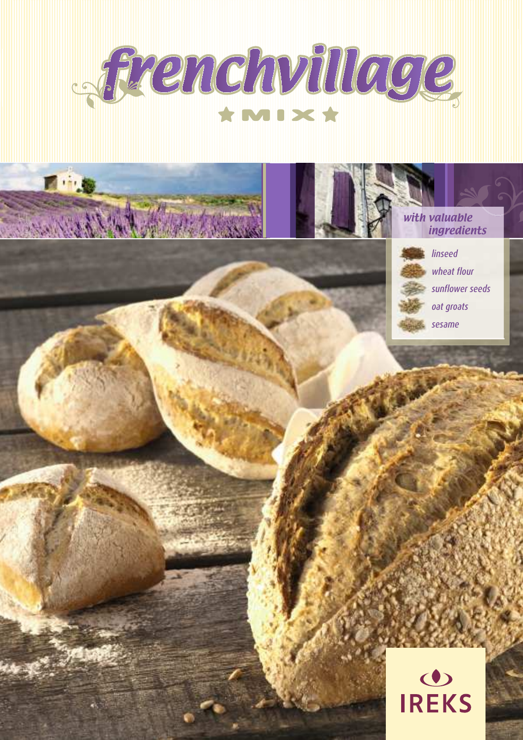# frenchvillage

★ MIX ★

*with valuable ingredients*

- *linseed*
- *wheat flour*
- *sunflower seeds*
- *oat groats*
- *sesame*

IREKS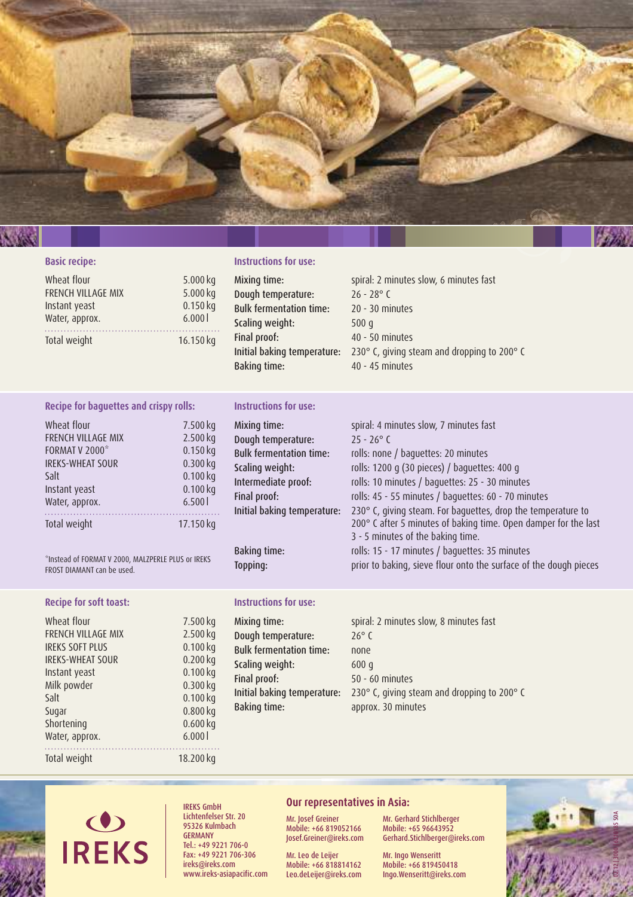### Basic recipe:

| | |
|---|---|
| Wheat flour | 5.000 kg |
| FRENCH VILLAGE MIX | 5.000 kg |
| Instant yeast | 0.150 kg |
| Water, approx. | 6.000 l |
| Total weight | 16.150 kg |

### Instructions for use:

| | |
|---|---|
| Mixing time: | spiral: 2 minutes slow, 6 minutes fast |
| Dough temperature: | 26 - 28° C |
| Bulk fermentation time: | 20 - 30 minutes |
| Scaling weight: | 500 g |
| Final proof: | 40 - 50 minutes |
| Initial baking temperature: | 230° C, giving steam and dropping to 200° C |
| Baking time: | 40 - 45 minutes |

### Recipe for baguettes and crispy rolls:

| | |
|---|---|
| Wheat flour | 7.500 kg |
| FRENCH VILLAGE MIX | 2.500 kg |
| FORMAT V 2000* | 0.150 kg |
| IREKS-WHEAT SOUR | 0.300 kg |
| Salt | 0.100 kg |
| Instant yeast | 0.100 kg |
| Water, approx. | 6.500 l |
| Total weight | 17.150 kg |

*Instead of FORMAT V 2000, MALZPERLE PLUS or IREKS FROST DIAMANT can be used.

### Instructions for use:

| | |
|---|---|
| Mixing time: | spiral: 4 minutes slow, 7 minutes fast |
| Dough temperature: | 25 - 26° C |
| Bulk fermentation time: | rolls: none / baguettes: 20 minutes |
| Scaling weight: | rolls: 1200 g (30 pieces) / baguettes: 400 g |
| Intermediate proof: | rolls: 10 minutes / baguettes: 25 - 30 minutes |
| Final proof: | rolls: 45 - 55 minutes / baguettes: 60 - 70 minutes |
| Initial baking temperature: | 230° C, giving steam. For baguettes, drop the temperature to 200° C after 5 minutes of baking time. Open damper for the last 3 - 5 minutes of the baking time. |
| Baking time: | rolls: 15 - 17 minutes / baguettes: 35 minutes |
| Topping: | prior to baking, sieve flour onto the surface of the dough pieces |

### Recipe for soft toast:

| | |
|---|---|
| Wheat flour | 7.500 kg |
| FRENCH VILLAGE MIX | 2.500 kg |
| IREKS SOFT PLUS | 0.100 kg |
| IREKS-WHEAT SOUR | 0.200 kg |
| Instant yeast | 0.100 kg |
| Milk powder | 0.300 kg |
| Salt | 0.100 kg |
| Sugar | 0.800 kg |
| Shortening | 0.600 kg |
| Water, approx. | 6.000 l |
| Total weight | 18.200 kg |

### Instructions for use:

| | |
|---|---|
| Mixing time: | spiral: 2 minutes slow, 8 minutes fast |
| Dough temperature: | 26° C |
| Bulk fermentation time: | none |
| Scaling weight: | 600 g |
| Final proof: | 50 - 60 minutes |
| Initial baking temperature: | 230° C, giving steam and dropping to 200° C |
| Baking time: | approx. 30 minutes |

IREKS

IREKS GmbH
Lichtenfelser Str. 20
95326 Kulmbach
GERMANY
Tel.: +49 9221 706-0
Fax: +49 9221 706-306
ireks@ireks.com
www.ireks-asiapacific.com

### Our representatives in Asia:

Mr. Josef Greiner
Mobile: +66 819052166
Josef.Greiner@ireks.com

Mr. Gerhard Stichlberger
Mobile: +65 96643952
Gerhard.Stichlberger@ireks.com

Mr. Leo de Leijer
Mobile: +66 818814162
Leo.deLeijer@ireks.com

Mr. Ingo Wenseritt
Mobile: +66 819450418
Ingo.Wenseritt@ireks.com